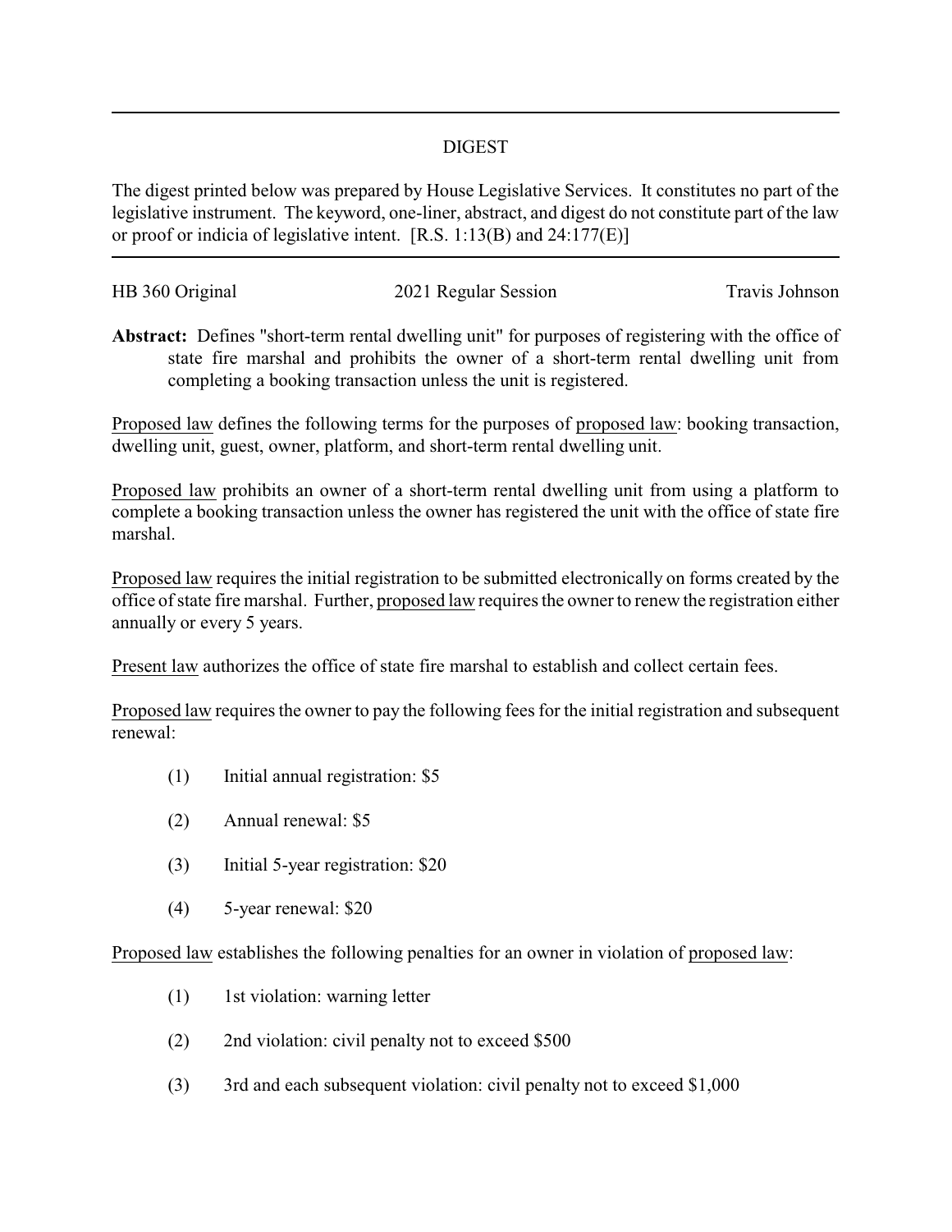# DIGEST

The digest printed below was prepared by House Legislative Services. It constitutes no part of the legislative instrument. The keyword, one-liner, abstract, and digest do not constitute part of the law or proof or indicia of legislative intent. [R.S. 1:13(B) and 24:177(E)]

HB 360 Original | 2021 Regular Session | Travis Johnson

**Abstract:** Defines "short-term rental dwelling unit" for purposes of registering with the office of state fire marshal and prohibits the owner of a short-term rental dwelling unit from completing a booking transaction unless the unit is registered.

Proposed law defines the following terms for the purposes of proposed law: booking transaction, dwelling unit, guest, owner, platform, and short-term rental dwelling unit.

Proposed law prohibits an owner of a short-term rental dwelling unit from using a platform to complete a booking transaction unless the owner has registered the unit with the office of state fire marshal.

Proposed law requires the initial registration to be submitted electronically on forms created by the office of state fire marshal. Further, proposed law requires the owner to renew the registration either annually or every 5 years.

Present law authorizes the office of state fire marshal to establish and collect certain fees.

Proposed law requires the owner to pay the following fees for the initial registration and subsequent renewal:

(1) Initial annual registration: $5

(2) Annual renewal: $5

(3) Initial 5-year registration: $20

(4) 5-year renewal: $20

Proposed law establishes the following penalties for an owner in violation of proposed law:

(1) 1st violation: warning letter

(2) 2nd violation: civil penalty not to exceed $500

(3) 3rd and each subsequent violation: civil penalty not to exceed $1,000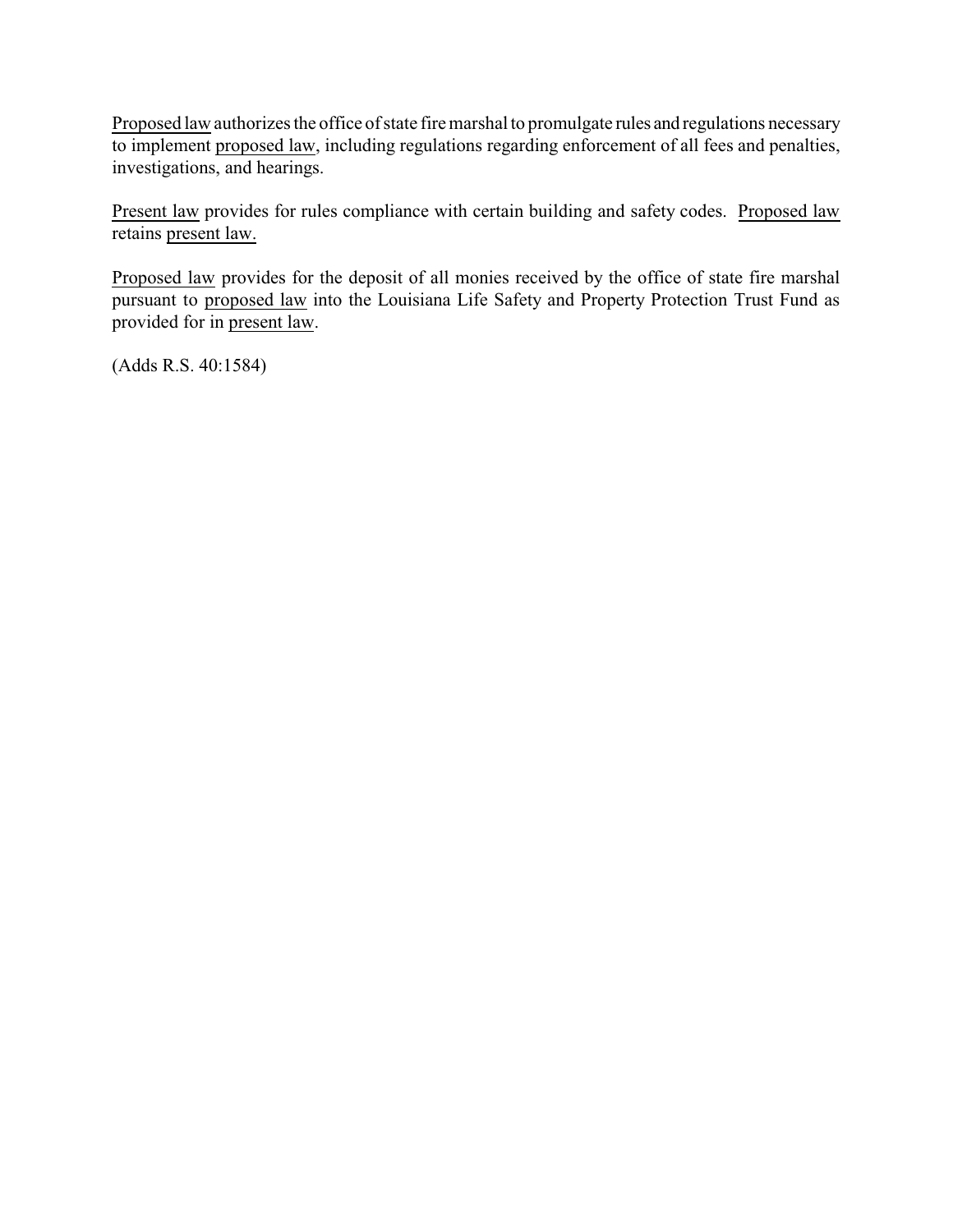Proposed law authorizes the office of state fire marshal to promulgate rules and regulations necessary to implement proposed law, including regulations regarding enforcement of all fees and penalties, investigations, and hearings.

Present law provides for rules compliance with certain building and safety codes. Proposed law retains present law.

Proposed law provides for the deposit of all monies received by the office of state fire marshal pursuant to proposed law into the Louisiana Life Safety and Property Protection Trust Fund as provided for in present law.

(Adds R.S. 40:1584)